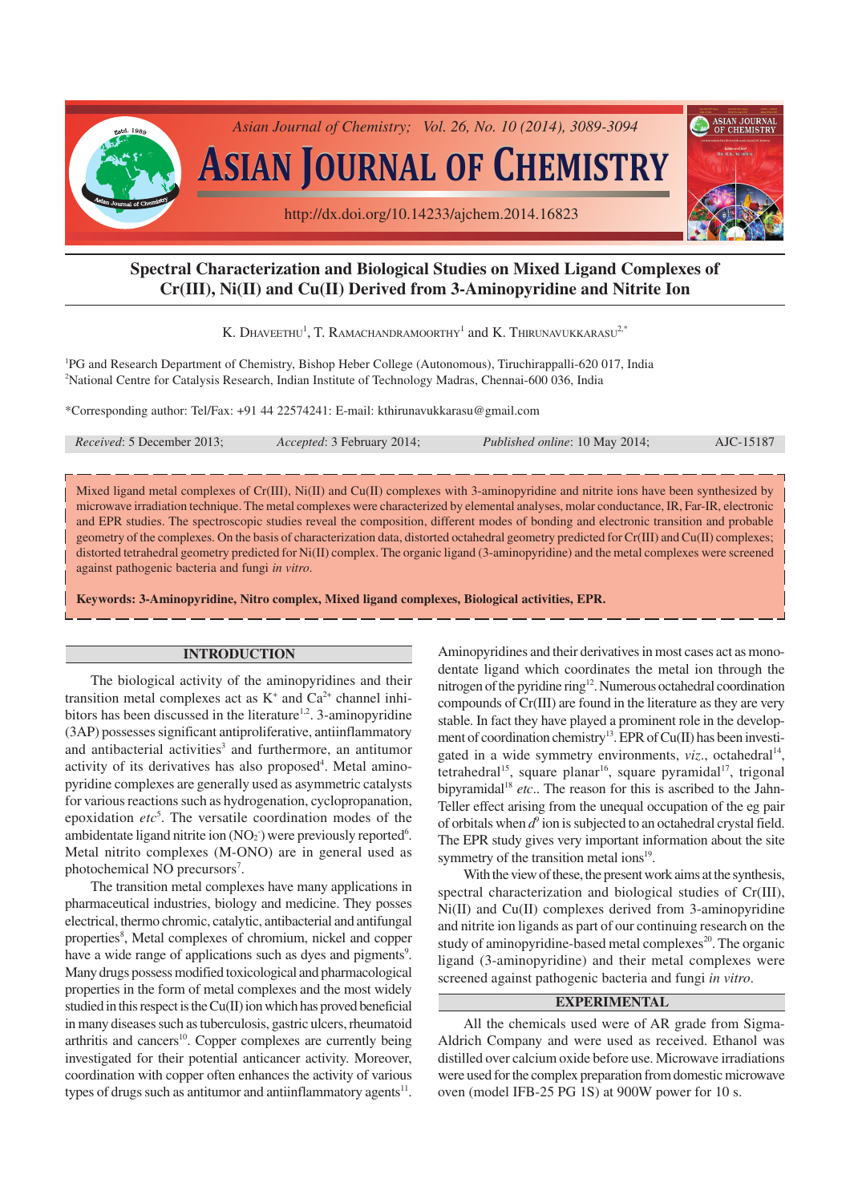# Spectral Characterization and Biological Studies on Mixed Ligand Complexes of Cr(III), Ni(II) and Cu(II) Derived from 3-Aminopyridine and Nitrite Ion

K. Dhaveethu[1], T. Ramachandramoorthy[1] and K. Thirunavukkarasu[2,*]

[1]PG and Research Department of Chemistry, Bishop Heber College (Autonomous), Tiruchirappalli-620 017, India
[2]National Centre for Catalysis Research, Indian Institute of Technology Madras, Chennai-600 036, India

*Corresponding author: Tel/Fax: +91 44 22574241: E-mail: kthirunavukkarasu@gmail.com

*Received*: 5 December 2013; *Accepted*: 3 February 2014; *Published online*: 10 May 2014; AJC-15187

Mixed ligand metal complexes of Cr(III), Ni(II) and Cu(II) complexes with 3-aminopyridine and nitrite ions have been synthesized by microwave irradiation technique. The metal complexes were characterized by elemental analyses, molar conductance, IR, Far-IR, electronic and EPR studies. The spectroscopic studies reveal the composition, different modes of bonding and electronic transition and probable geometry of the complexes. On the basis of characterization data, distorted octahedral geometry predicted for Cr(III) and Cu(II) complexes; distorted tetrahedral geometry predicted for Ni(II) complex. The organic ligand (3-aminopyridine) and the metal complexes were screened against pathogenic bacteria and fungi *in vitro*.

**Keywords: 3-Aminopyridine, Nitro complex, Mixed ligand complexes, Biological activities, EPR.**

## INTRODUCTION

The biological activity of the aminopyridines and their transition metal complexes act as $K^+$ and $Ca^{2+}$ channel inhibitors has been discussed in the literature[1,2]. 3-aminopyridine (3AP) possesses significant antiproliferative, antiinflammatory and antibacterial activities[3] and furthermore, an antitumor activity of its derivatives has also proposed[4]. Metal aminopyridine complexes are generally used as asymmetric catalysts for various reactions such as hydrogenation, cyclopropanation, epoxidation *etc*[5]. The versatile coordination modes of the ambidentate ligand nitrite ion ($NO_2^-$) were previously reported[6]. Metal nitrito complexes (M-ONO) are in general used as photochemical NO precursors[7].

The transition metal complexes have many applications in pharmaceutical industries, biology and medicine. They posses electrical, thermo chromic, catalytic, antibacterial and antifungal properties[8], Metal complexes of chromium, nickel and copper have a wide range of applications such as dyes and pigments[9]. Many drugs possess modified toxicological and pharmacological properties in the form of metal complexes and the most widely studied in this respect is the Cu(II) ion which has proved beneficial in many diseases such as tuberculosis, gastric ulcers, rheumatoid arthritis and cancers[10]. Copper complexes are currently being investigated for their potential anticancer activity. Moreover, coordination with copper often enhances the activity of various types of drugs such as antitumor and antiinflammatory agents[11].

Aminopyridines and their derivatives in most cases act as monodentate ligand which coordinates the metal ion through the nitrogen of the pyridine ring[12]. Numerous octahedral coordination compounds of Cr(III) are found in the literature as they are very stable. In fact they have played a prominent role in the development of coordination chemistry[13]. EPR of Cu(II) has been investigated in a wide symmetry environments, *viz*., octahedral[14], tetrahedral[15], square planar[16], square pyramidal[17], trigonal bipyramidal[18] *etc*.. The reason for this is ascribed to the Jahn-Teller effect arising from the unequal occupation of the eg pair of orbitals when $d^9$ ion is subjected to an octahedral crystal field. The EPR study gives very important information about the site symmetry of the transition metal ions[19].

With the view of these, the present work aims at the synthesis, spectral characterization and biological studies of Cr(III), Ni(II) and Cu(II) complexes derived from 3-aminopyridine and nitrite ion ligands as part of our continuing research on the study of aminopyridine-based metal complexes[20]. The organic ligand (3-aminopyridine) and their metal complexes were screened against pathogenic bacteria and fungi *in vitro*.

## EXPERIMENTAL

All the chemicals used were of AR grade from Sigma-Aldrich Company and were used as received. Ethanol was distilled over calcium oxide before use. Microwave irradiations were used for the complex preparation from domestic microwave oven (model IFB-25 PG 1S) at 900W power for 10 s.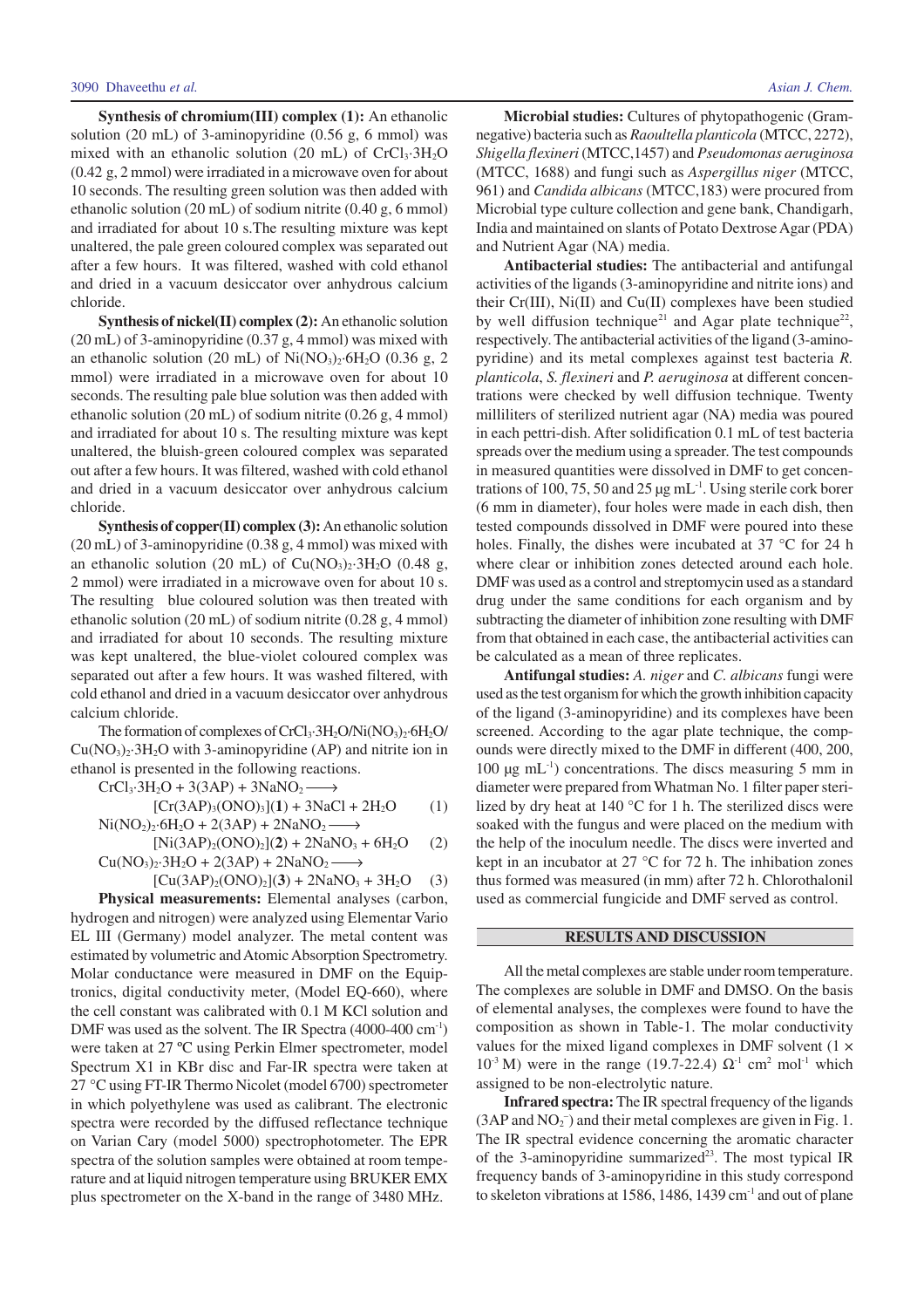**Synthesis of chromium(III) complex (1):** An ethanolic solution (20 mL) of 3-aminopyridine (0.56 g, 6 mmol) was mixed with an ethanolic solution (20 mL) of $CrCl_3·3H_2O$ (0.42 g, 2 mmol) were irradiated in a microwave oven for about 10 seconds. The resulting green solution was then added with ethanolic solution (20 mL) of sodium nitrite (0.40 g, 6 mmol) and irradiated for about 10 s.The resulting mixture was kept unaltered, the pale green coloured complex was separated out after a few hours. It was filtered, washed with cold ethanol and dried in a vacuum desiccator over anhydrous calcium chloride.

**Synthesis of nickel(II) complex (2):** An ethanolic solution (20 mL) of 3-aminopyridine (0.37 g, 4 mmol) was mixed with an ethanolic solution (20 mL) of $Ni(NO_3)_2·6H_2O$ (0.36 g, 2 mmol) were irradiated in a microwave oven for about 10 seconds. The resulting pale blue solution was then added with ethanolic solution (20 mL) of sodium nitrite (0.26 g, 4 mmol) and irradiated for about 10 s. The resulting mixture was kept unaltered, the bluish-green coloured complex was separated out after a few hours. It was filtered, washed with cold ethanol and dried in a vacuum desiccator over anhydrous calcium chloride.

**Synthesis of copper(II) complex (3):** An ethanolic solution (20 mL) of 3-aminopyridine (0.38 g, 4 mmol) was mixed with an ethanolic solution (20 mL) of $Cu(NO_3)_2·3H_2O$ (0.48 g, 2 mmol) were irradiated in a microwave oven for about 10 s. The resulting blue coloured solution was then treated with ethanolic solution (20 mL) of sodium nitrite (0.28 g, 4 mmol) and irradiated for about 10 seconds. The resulting mixture was kept unaltered, the blue-violet coloured complex was separated out after a few hours. It was washed filtered, with cold ethanol and dried in a vacuum desiccator over anhydrous calcium chloride.

The formation of complexes of $CrCl_3·3H_2O/Ni(NO_3)_2·6H_2O/Cu(NO_3)_2·3H_2O$ with 3-aminopyridine (AP) and nitrite ion in ethanol is presented in the following reactions.

$$CrCl_3·3H_2O + 3(3AP) + 3NaNO_2 \longrightarrow [Cr(3AP)_3(ONO)_3](\mathbf{1}) + 3NaCl + 2H_2O \quad (1)$$

$$Ni(NO_2)_2·6H_2O + 2(3AP) + 2NaNO_2 \longrightarrow [Ni(3AP)_2(ONO)_2](\mathbf{2}) + 2NaNO_3 + 6H_2O \quad (2)$$

$$Cu(NO_3)_2·3H_2O + 2(3AP) + 2NaNO_2 \longrightarrow [Cu(3AP)_2(ONO)_2](\mathbf{3}) + 2NaNO_3 + 3H_2O \quad (3)$$

**Physical measurements:** Elemental analyses (carbon, hydrogen and nitrogen) were analyzed using Elementar Vario EL III (Germany) model analyzer. The metal content was estimated by volumetric and Atomic Absorption Spectrometry. Molar conductance were measured in DMF on the Equiptronics, digital conductivity meter, (Model EQ-660), where the cell constant was calibrated with 0.1 M KCl solution and DMF was used as the solvent. The IR Spectra (4000-400 $cm^{-1}$) were taken at 27 ºC using Perkin Elmer spectrometer, model Spectrum X1 in KBr disc and Far-IR spectra were taken at 27 °C using FT-IR Thermo Nicolet (model 6700) spectrometer in which polyethylene was used as calibrant. The electronic spectra were recorded by the diffused reflectance technique on Varian Cary (model 5000) spectrophotometer. The EPR spectra of the solution samples were obtained at room temperature and at liquid nitrogen temperature using BRUKER EMX plus spectrometer on the X-band in the range of 3480 MHz.

**Microbial studies:** Cultures of phytopathogenic (Gram-negative) bacteria such as *Raoultella planticola* (MTCC, 2272), *Shigella flexineri* (MTCC,1457) and *Pseudomonas aeruginosa* (MTCC, 1688) and fungi such as *Aspergillus niger* (MTCC, 961) and *Candida albicans* (MTCC,183) were procured from Microbial type culture collection and gene bank, Chandigarh, India and maintained on slants of Potato Dextrose Agar (PDA) and Nutrient Agar (NA) media.

**Antibacterial studies:** The antibacterial and antifungal activities of the ligands (3-aminopyridine and nitrite ions) and their Cr(III), Ni(II) and Cu(II) complexes have been studied by well diffusion technique[21] and Agar plate technique[22], respectively. The antibacterial activities of the ligand (3-aminopyridine) and its metal complexes against test bacteria *R. planticola*, *S. flexineri* and *P. aeruginosa* at different concentrations were checked by well diffusion technique. Twenty milliliters of sterilized nutrient agar (NA) media was poured in each pettri-dish. After solidification 0.1 mL of test bacteria spreads over the medium using a spreader. The test compounds in measured quantities were dissolved in DMF to get concentrations of 100, 75, 50 and 25 μg $mL^{-1}$. Using sterile cork borer (6 mm in diameter), four holes were made in each dish, then tested compounds dissolved in DMF were poured into these holes. Finally, the dishes were incubated at 37 °C for 24 h where clear or inhibition zones detected around each hole. DMF was used as a control and streptomycin used as a standard drug under the same conditions for each organism and by subtracting the diameter of inhibition zone resulting with DMF from that obtained in each case, the antibacterial activities can be calculated as a mean of three replicates.

**Antifungal studies:** *A. niger* and *C. albicans* fungi were used as the test organism for which the growth inhibition capacity of the ligand (3-aminopyridine) and its complexes have been screened. According to the agar plate technique, the compounds were directly mixed to the DMF in different (400, 200, 100 μg $mL^{-1}$) concentrations. The discs measuring 5 mm in diameter were prepared from Whatman No. 1 filter paper sterilized by dry heat at 140 °C for 1 h. The sterilized discs were soaked with the fungus and were placed on the medium with the help of the inoculum needle. The discs were inverted and kept in an incubator at 27 °C for 72 h. The inhibition zones thus formed was measured (in mm) after 72 h. Chlorothalonil used as commercial fungicide and DMF served as control.

## RESULTS AND DISCUSSION

All the metal complexes are stable under room temperature. The complexes are soluble in DMF and DMSO. On the basis of elemental analyses, the complexes were found to have the composition as shown in Table-1. The molar conductivity values for the mixed ligand complexes in DMF solvent ($1 \times 10^{-3}$ M) were in the range (19.7-22.4) $\Omega^{-1}$ $cm^2$ $mol^{-1}$ which assigned to be non-electrolytic nature.

**Infrared spectra:** The IR spectral frequency of the ligands (3AP and $NO_2^-$) and their metal complexes are given in Fig. 1. The IR spectral evidence concerning the aromatic character of the 3-aminopyridine summarized[23]. The most typical IR frequency bands of 3-aminopyridine in this study correspond to skeleton vibrations at 1586, 1486, 1439 $cm^{-1}$ and out of plane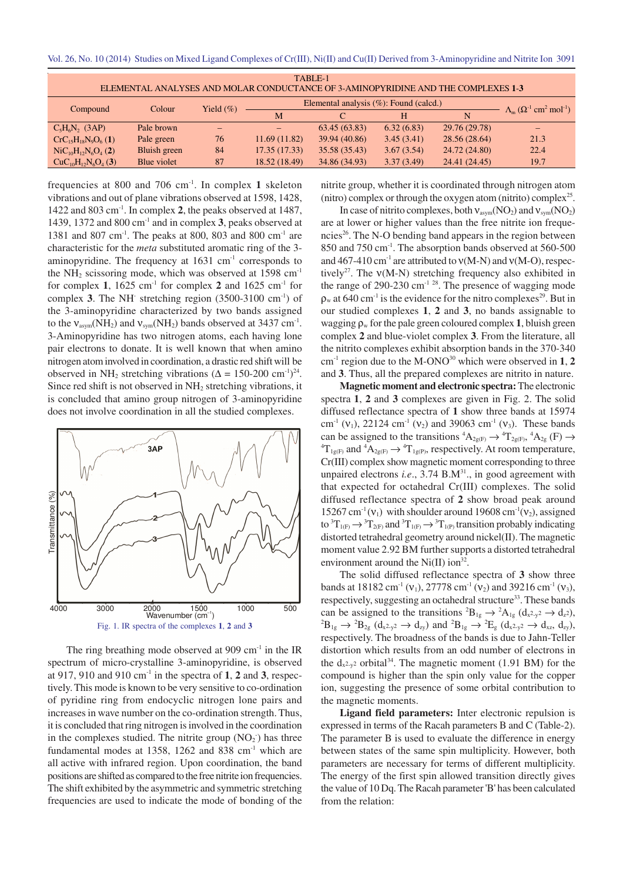TABLE-1
ELEMENTAL ANALYSES AND MOLAR CONDUCTANCE OF 3-AMINOPYRIDINE AND THE COMPLEXES **1-3**

| Compound | Colour | Yield (%) | Elemental analysis (%): Found (calcd.) | | | | $\Lambda_m$ ($\Omega^{-1}$ cm$^2$ mol$^{-1}$) |
|---|---|---|---|---|---|---|---|
| | | | M | C | H | N | |
| $C_5H_6N_2$ (3AP) | Pale brown | – | – | 63.45 (63.83) | 6.32 (6.83) | 29.76 (29.78) | – |
| $CrC_{15}H_{18}N_9O_6$ (**1**) | Pale green | 76 | 11.69 (11.82) | 39.94 (40.86) | 3.45 (3.41) | 28.56 (28.64) | 21.3 |
| $NiC_{10}H_{12}N_6O_4$ (**2**) | Bluish green | 84 | 17.35 (17.33) | 35.58 (35.43) | 3.67 (3.54) | 24.72 (24.80) | 22.4 |
| $CuC_{10}H_{12}N_6O_4$ (**3**) | Blue violet | 87 | 18.52 (18.49) | 34.86 (34.93) | 3.37 (3.49) | 24.41 (24.45) | 19.7 |

frequencies at 800 and 706 cm$^{-1}$. In complex **1** skeleton vibrations and out of plane vibrations observed at 1598, 1428, 1422 and 803 cm$^{-1}$. In complex **2**, the peaks observed at 1487, 1439, 1372 and 800 cm$^{-1}$ and in complex **3**, peaks observed at 1381 and 807 cm$^{-1}$. The peaks at 800, 803 and 800 cm$^{-1}$ are characteristic for the *meta* substituted aromatic ring of the 3-aminopyridine. The frequency at 1631 cm$^{-1}$ corresponds to the $NH_2$ scissoring mode, which was observed at 1598 cm$^{-1}$ for complex **1**, 1625 cm$^{-1}$ for complex **2** and 1625 cm$^{-1}$ for complex **3**. The $NH^-$ stretching region (3500-3100 cm$^{-1}$) of the 3-aminopyridine characterized by two bands assigned to the $\nu_{asym}(NH_2)$ and $\nu_{sym}(NH_2)$ bands observed at 3437 cm$^{-1}$. 3-Aminopyridine has two nitrogen atoms, each having lone pair electrons to donate. It is well known that when amino nitrogen atom involved in coordination, a drastic red shift will be observed in $NH_2$ stretching vibrations ($\Delta$ = 150-200 cm$^{-1}$)[24]. Since red shift is not observed in $NH_2$ stretching vibrations, it is concluded that amino group nitrogen of 3-aminopyridine does not involve coordination in all the studied complexes.

Fig. 1. IR spectra of the complexes **1**, **2** and **3**

The ring breathing mode observed at 909 cm$^{-1}$ in the IR spectrum of micro-crystalline 3-aminopyridine, is observed at 917, 910 and 910 cm$^{-1}$ in the spectra of **1**, **2** and **3**, respectively. This mode is known to be very sensitive to co-ordination of pyridine ring from endocyclic nitrogen lone pairs and increases in wave number on the co-ordination strength. Thus, it is concluded that ring nitrogen is involved in the coordination in the complexes studied. The nitrite group ($NO_2^-$) has three fundamental modes at 1358, 1262 and 838 cm$^{-1}$ which are all active with infrared region. Upon coordination, the band positions are shifted as compared to the free nitrite ion frequencies. The shift exhibited by the asymmetric and symmetric stretching frequencies are used to indicate the mode of bonding of the nitrite group, whether it is coordinated through nitrogen atom (nitro) complex or through the oxygen atom (nitrito) complex[25].

In case of nitrito complexes, both $\nu_{asym}(NO_2)$ and $\nu_{sym}(NO_2)$ are at lower or higher values than the free nitrite ion frequencies[26]. The N-O bending band appears in the region between 850 and 750 cm$^{-1}$. The absorption bands observed at 560-500 and 467-410 cm$^{-1}$ are attributed to $\nu$(M-N) and $\nu$(M-O), respectively[27]. The $\nu$(M-N) stretching frequency also exhibited in the range of 290-230 cm$^{-1}$ [28]. The presence of wagging mode $\rho_w$ at 640 cm$^{-1}$ is the evidence for the nitro complexes[29]. But in our studied complexes **1**, **2** and **3**, no bands assignable to wagging $\rho_w$ for the pale green coloured complex **1**, bluish green complex **2** and blue-violet complex **3**. From the literature, all the nitrito complexes exhibit absorption bands in the 370-340 cm$^{-1}$ region due to the M-ONO[30] which were observed in **1**, **2** and **3**. Thus, all the prepared complexes are nitrito in nature.

**Magnetic moment and electronic spectra:** The electronic spectra **1**, **2** and **3** complexes are given in Fig. 2. The solid diffused reflectance spectra of **1** show three bands at 15974 cm$^{-1}$ ($\nu_1$), 22124 cm$^{-1}$ ($\nu_2$) and 39063 cm$^{-1}$ ($\nu_3$). These bands can be assigned to the transitions $^4A_{2g(F)} \rightarrow {}^4T_{2g(F)}$, $^4A_{2g}$ (F) $\rightarrow {}^4T_{1g(F)}$ and $^4A_{2g(F)} \rightarrow {}^4T_{1g(P)}$, respectively. At room temperature, Cr(III) complex show magnetic moment corresponding to three unpaired electrons *i.e.*, 3.74 B.M[31]., in good agreement with that expected for octahedral Cr(III) complexes. The solid diffused reflectance spectra of **2** show broad peak around 15267 cm$^{-1}$ ($\nu_1$) with shoulder around 19608 cm$^{-1}$($\nu_2$), assigned to $^3T_{1(F)} \rightarrow {}^3T_{2(F)}$ and $^3T_{1(F)} \rightarrow {}^3T_{1(P)}$ transition probably indicating distorted tetrahedral geometry around nickel(II). The magnetic moment value 2.92 BM further supports a distorted tetrahedral environment around the Ni(II) ion[32].

The solid diffused reflectance spectra of **3** show three bands at 18182 cm$^{-1}$ ($\nu_1$), 27778 cm$^{-1}$ ($\nu_2$) and 39216 cm$^{-1}$ ($\nu_3$), respectively, suggesting an octahedral structure[33]. These bands can be assigned to the transitions $^2B_{1g} \rightarrow {}^2A_{1g}$ ($d_{x^2-y^2} \rightarrow d_{z^2}$), $^2B_{1g} \rightarrow {}^2B_{2g}$ ($d_{x^2-y^2} \rightarrow d_{zy}$) and $^2B_{1g} \rightarrow {}^2E_g$ ($d_{x^2-y^2} \rightarrow d_{xz}$, $d_{zy}$), respectively. The broadness of the bands is due to Jahn-Teller distortion which results from an odd number of electrons in the $d_{x^2-y^2}$ orbital[34]. The magnetic moment (1.91 BM) for the compound is higher than the spin only value for the copper ion, suggesting the presence of some orbital contribution to the magnetic moments.

**Ligand field parameters:** Inter electronic repulsion is expressed in terms of the Racah parameters B and C (Table-2). The parameter B is used to evaluate the difference in energy between states of the same spin multiplicity. However, both parameters are necessary for terms of different multiplicity. The energy of the first spin allowed transition directly gives the value of 10 Dq. The Racah parameter 'B' has been calculated from the relation: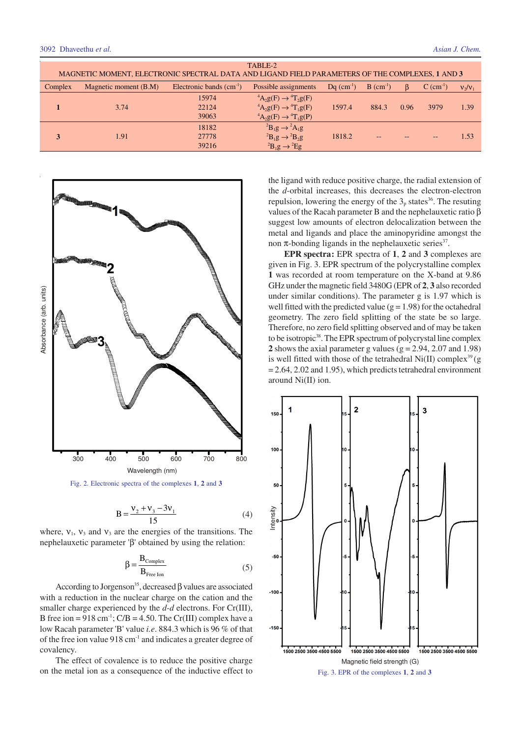TABLE-2
MAGNETIC MOMENT, ELECTRONIC SPECTRAL DATA AND LIGAND FIELD PARAMETERS OF THE COMPLEXES, **1** AND **3**

| Complex | Magnetic moment (B.M) | Electronic bands ($cm^{-1}$) | Possible assignments | Dq ($cm^{-1}$) | B ($cm^{-1}$) | β | C ($cm^{-1}$) | $\nu_2/\nu_1$ |
|---|---|---|---|---|---|---|---|---|
| **1** | 3.74 | 15974<br>22124<br>39063 | $^4A_2g(F) \rightarrow {}^4T_2g(F)$<br>$^4A_2g(F) \rightarrow {}^4T_1g(F)$<br>$^4A_2g(F) \rightarrow {}^4T_1g(P)$ | 1597.4 | 884.3 | 0.96 | 3979 | 1.39 |
| **3** | 1.91 | 18182<br>27778<br>39216 | $^2B_1g \rightarrow {}^2A_1g$<br>$^2B_1g \rightarrow {}^2B_2g$<br>$^2B_1g \rightarrow {}^2Eg$ | 1818.2 | -- | -- | -- | 1.53 |

Fig. 2. Electronic spectra of the complexes **1**, **2** and **3**

$$B = \frac{\nu_2 + \nu_3 - 3\nu_1}{15} \quad (4)$$

where, $\nu_1$, $\nu_3$ and $\nu_3$ are the energies of the transitions. The nephelauxetic parameter 'β' obtained by using the relation:

$$\beta = \frac{B_{Complex}}{B_{Free\ Ion}} \quad (5)$$

According to Jorgenson[35], decreased β values are associated with a reduction in the nuclear charge on the cation and the smaller charge experienced by the *d-d* electrons. For Cr(III), B free ion = 918 $cm^{-1}$; C/B = 4.50. The Cr(III) complex have a low Racah parameter 'B' value *i.e.* 884.3 which is 96 % of that of the free ion value 918 $cm^{-1}$ and indicates a greater degree of covalency.

The effect of covalence is to reduce the positive charge on the metal ion as a consequence of the inductive effect to the ligand with reduce positive charge, the radial extension of the *d*-orbital increases, this decreases the electron-electron repulsion, lowering the energy of the $3_p$ states[36]. The resulting values of the Racah parameter B and the nephelauxetic ratio β suggest low amounts of electron delocalization between the metal and ligands and place the aminopyridine amongst the non π-bonding ligands in the nephelauxetic series[37].

**EPR spectra:** EPR spectra of **1**, **2** and **3** complexes are given in Fig. 3. EPR spectrum of the polycrystalline complex **1** was recorded at room temperature on the X-band at 9.86 GHz under the magnetic field 3480G (EPR of **2**, **3** also recorded under similar conditions). The parameter g is 1.97 which is well fitted with the predicted value (g = 1.98) for the octahedral geometry. The zero field splitting of the state be so large. Therefore, no zero field splitting observed and of may be taken to be isotropic[38]. The EPR spectrum of polycrystal line complex **2** shows the axial parameter g values (g = 2.94, 2.07 and 1.98) is well fitted with those of the tetrahedral Ni(II) complex[39] (g = 2.64, 2.02 and 1.95), which predicts tetrahedral environment around Ni(II) ion.

Fig. 3. EPR of the complexes **1**, **2** and **3**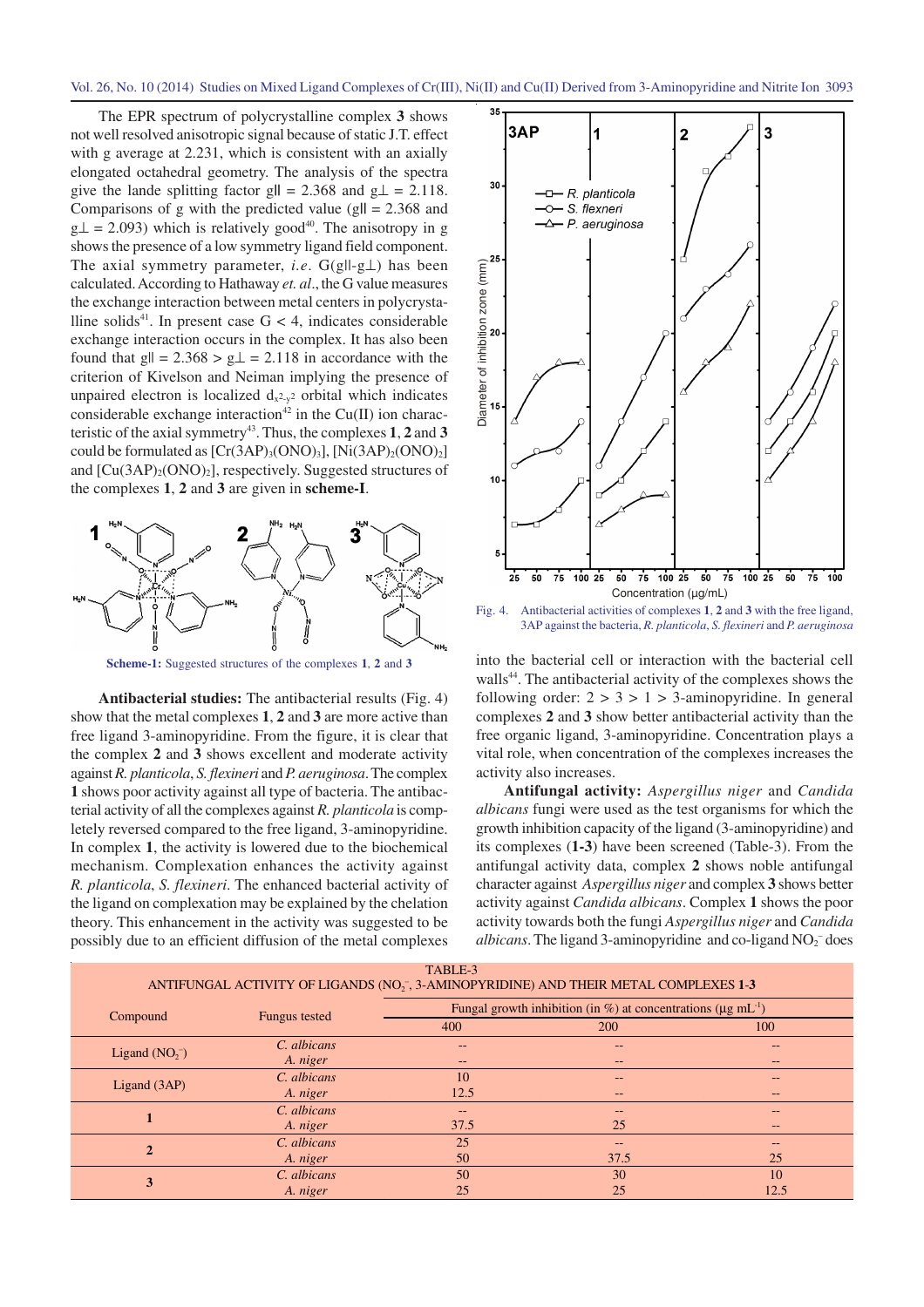The EPR spectrum of polycrystalline complex **3** shows not well resolved anisotropic signal because of static J.T. effect with g average at 2.231, which is consistent with an axially elongated octahedral geometry. The analysis of the spectra give the lande splitting factor $g_{\parallel}$ = 2.368 and $g_{\perp}$ = 2.118. Comparisons of g with the predicted value ($g_{\parallel}$ = 2.368 and $g_{\perp}$ = 2.093) which is relatively good[40]. The anisotropy in g shows the presence of a low symmetry ligand field component. The axial symmetry parameter, *i.e.* G($g_{\parallel}$-$g_{\perp}$) has been calculated. According to Hathaway *et. al*., the G value measures the exchange interaction between metal centers in polycrystalline solids[41]. In present case G < 4, indicates considerable exchange interaction occurs in the complex. It has also been found that $g_{\parallel}$ = 2.368 > $g_{\perp}$ = 2.118 in accordance with the criterion of Kivelson and Neiman implying the presence of unpaired electron is localized $d_{x^2-y^2}$ orbital which indicates considerable exchange interaction[42] in the Cu(II) ion characteristic of the axial symmetry[43]. Thus, the complexes **1**, **2** and **3** could be formulated as $[Cr(3AP)_3(ONO)_3]$, $[Ni(3AP)_2(ONO)_2]$ and $[Cu(3AP)_2(ONO)_2]$, respectively. Suggested structures of the complexes **1**, **2** and **3** are given in **scheme-I**.

**Scheme-1:** Suggested structures of the complexes **1**, **2** and **3**

**Antibacterial studies:** The antibacterial results (Fig. 4) show that the metal complexes **1**, **2** and **3** are more active than free ligand 3-aminopyridine. From the figure, it is clear that the complex **2** and **3** shows excellent and moderate activity against *R. planticola*, *S. flexineri* and *P. aeruginosa*. The complex **1** shows poor activity against all type of bacteria. The antibacterial activity of all the complexes against *R. planticola* is completely reversed compared to the free ligand, 3-aminopyridine. In complex **1**, the activity is lowered due to the biochemical mechanism. Complexation enhances the activity against *R. planticola*, *S. flexineri*. The enhanced bacterial activity of the ligand on complexation may be explained by the chelation theory. This enhancement in the activity was suggested to be possibly due to an efficient diffusion of the metal complexes into the bacterial cell or interaction with the bacterial cell walls[44]. The antibacterial activity of the complexes shows the following order: 2 > 3 > 1 > 3-aminopyridine. In general complexes **2** and **3** show better antibacterial activity than the free organic ligand, 3-aminopyridine. Concentration plays a vital role, when concentration of the complexes increases the activity also increases.

Fig. 4. Antibacterial activities of complexes **1**, **2** and **3** with the free ligand, 3AP against the bacteria, *R. planticola*, *S. flexineri* and *P. aeruginosa*

**Antifungal activity:** *Aspergillus niger* and *Candida albicans* fungi were used as the test organisms for which the growth inhibition capacity of the ligand (3-aminopyridine) and its complexes (**1-3**) have been screened (Table-3). From the antifungal activity data, complex **2** shows noble antifungal character against *Aspergillus niger* and complex **3** shows better activity against *Candida albicans*. Complex **1** shows the poor activity towards both the fungi *Aspergillus niger* and *Candida albicans*. The ligand 3-aminopyridine and co-ligand $NO_2^-$ does

TABLE-3
ANTIFUNGAL ACTIVITY OF LIGANDS ($NO_2^-$, 3-AMINOPYRIDINE) AND THEIR METAL COMPLEXES **1-3**

| Compound | Fungus tested | Fungal growth inhibition (in %) at concentrations (µg $mL^{-1}$) | | |
|---|---|---|---|---|
| | | 400 | 200 | 100 |
| Ligand ($NO_2^-$) | *C. albicans* | -- | -- | -- |
| | *A. niger* | -- | -- | -- |
| Ligand (3AP) | *C. albicans* | 10 | -- | -- |
| | *A. niger* | 12.5 | -- | -- |
| **1** | *C. albicans* | -- | -- | -- |
| | *A. niger* | 37.5 | 25 | -- |
| **2** | *C. albicans* | 25 | -- | -- |
| | *A. niger* | 50 | 37.5 | 25 |
| **3** | *C. albicans* | 50 | 30 | 10 |
| | *A. niger* | 25 | 25 | 12.5 |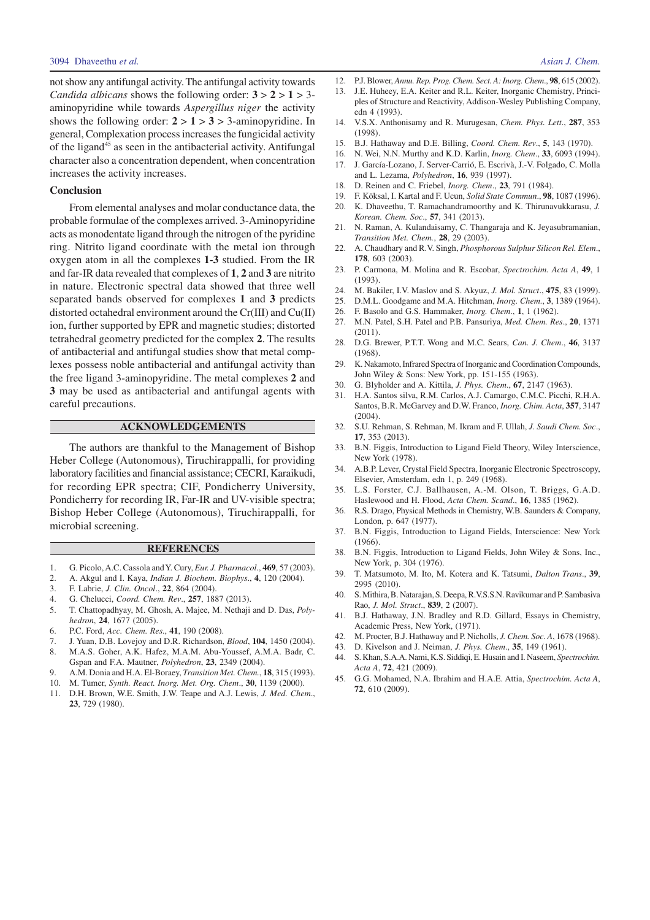not show any antifungal activity. The antifungal activity towards *Candida albicans* shows the following order: **3** > **2** > **1** > 3-aminopyridine while towards *Aspergillus niger* the activity shows the following order: **2** > **1** > **3** > 3-aminopyridine. In general, Complexation process increases the fungicidal activity of the ligand[45] as seen in the antibacterial activity. Antifungal character also a concentration dependent, when concentration increases the activity increases.

## Conclusion

From elemental analyses and molar conductance data, the probable formulae of the complexes arrived. 3-Aminopyridine acts as monodentate ligand through the nitrogen of the pyridine ring. Nitrito ligand coordinate with the metal ion through oxygen atom in all the complexes **1-3** studied. From the IR and far-IR data revealed that complexes of **1**, **2** and **3** are nitrito in nature. Electronic spectral data showed that three well separated bands observed for complexes **1** and **3** predicts distorted octahedral environment around the Cr(III) and Cu(II) ion, further supported by EPR and magnetic studies; distorted tetrahedral geometry predicted for the complex **2**. The results of antibacterial and antifungal studies show that metal complexes possess noble antibacterial and antifungal activity than the free ligand 3-aminopyridine. The metal complexes **2** and **3** may be used as antibacterial and antifungal agents with careful precautions.

## ACKNOWLEDGEMENTS

The authors are thankful to the Management of Bishop Heber College (Autonomous), Tiruchirappalli, for providing laboratory facilities and financial assistance; CECRI, Karaikudi, for recording EPR spectra; CIF, Pondicherry University, Pondicherry for recording IR, Far-IR and UV-visible spectra; Bishop Heber College (Autonomous), Tiruchirappalli, for microbial screening.

## REFERENCES

1. G. Picolo, A.C. Cassola and Y. Cury, *Eur. J. Pharmacol.*, **469**, 57 (2003).
2. A. Akgul and I. Kaya, *Indian J. Biochem. Biophys*., **4**, 120 (2004).
3. F. Labrie, *J. Clin. Oncol*., **22**, 864 (2004).
4. G. Chelucci, *Coord. Chem. Rev*., **257**, 1887 (2013).
5. T. Chattopadhyay, M. Ghosh, A. Majee, M. Nethaji and D. Das, *Polyhedron*, **24**, 1677 (2005).
6. P.C. Ford, *Acc. Chem. Res*., **41**, 190 (2008).
7. J. Yuan, D.B. Lovejoy and D.R. Richardson, *Blood*, **104**, 1450 (2004).
8. M.A.S. Goher, A.K. Hafez, M.A.M. Abu-Youssef, A.M.A. Badr, C. Gspan and F.A. Mautner, *Polyhedron*, **23**, 2349 (2004).
9. A.M. Donia and H.A. El-Boraey, *Transition Met. Chem.*, **18**, 315 (1993).
10. M. Tumer, *Synth. React. Inorg. Met. Org. Chem*., **30**, 1139 (2000).
11. D.H. Brown, W.E. Smith, J.W. Teape and A.J. Lewis, *J. Med. Chem*., **23**, 729 (1980).
12. P.J. Blower, *Annu. Rep. Prog. Chem. Sect. A: Inorg. Chem*., **98**, 615 (2002).
13. J.E. Huheey, E.A. Keiter and R.L. Keiter, Inorganic Chemistry, Principles of Structure and Reactivity, Addison-Wesley Publishing Company, edn 4 (1993).
14. V.S.X. Anthonisamy and R. Murugesan, *Chem. Phys. Lett*., **287**, 353 (1998).
15. B.J. Hathaway and D.E. Billing, *Coord. Chem. Rev*., **5**, 143 (1970).
16. N. Wei, N.N. Murthy and K.D. Karlin, *Inorg. Chem*., **33**, 6093 (1994).
17. J. García-Lozano, J. Server-Carrió, E. Escrivà, J.-V. Folgado, C. Molla and L. Lezama, *Polyhedron*, **16**, 939 (1997).
18. D. Reinen and C. Friebel, *Inorg. Chem*., **23**, 791 (1984).
19. F. Köksal, I. Kartal and F. Ucun, *Solid State Commun*., **98**, 1087 (1996).
20. K. Dhaveethu, T. Ramachandramoorthy and K. Thirunavukkarasu, *J. Korean. Chem. Soc*., **57**, 341 (2013).
21. N. Raman, A. Kulandaisamy, C. Thangaraja and K. Jeyasubramanian, *Transition Met. Chem.*, **28**, 29 (2003).
22. A. Chaudhary and R.V. Singh, *Phosphorous Sulphur Silicon Rel. Elem*., **178**, 603 (2003).
23. P. Carmona, M. Molina and R. Escobar, *Spectrochim. Acta A*, **49**, 1 (1993).
24. M. Bakiler, I.V. Maslov and S. Akyuz, *J. Mol. Struct*., **475**, 83 (1999).
25. D.M.L. Goodgame and M.A. Hitchman, *Inorg. Chem*., **3**, 1389 (1964).
26. F. Basolo and G.S. Hammaker, *Inorg. Chem*., **1**, 1 (1962).
27. M.N. Patel, S.H. Patel and P.B. Pansuriya, *Med. Chem. Res*., **20**, 1371 (2011).
28. D.G. Brewer, P.T.T. Wong and M.C. Sears, *Can. J. Chem*., **46**, 3137 (1968).
29. K. Nakamoto, Infrared Spectra of Inorganic and Coordination Compounds, John Wiley & Sons: New York, pp. 151-155 (1963).
30. G. Blyholder and A. Kittila, *J. Phys. Chem*., **67**, 2147 (1963).
31. H.A. Santos silva, R.M. Carlos, A.J. Camargo, C.M.C. Picchi, R.H.A. Santos, B.R. McGarvey and D.W. Franco, *Inorg. Chim. Acta*, **357**, 3147 (2004).
32. S.U. Rehman, S. Rehman, M. Ikram and F. Ullah, *J. Saudi Chem. Soc*., **17**, 353 (2013).
33. B.N. Figgis, Introduction to Ligand Field Theory, Wiley Interscience, New York (1978).
34. A.B.P. Lever, Crystal Field Spectra, Inorganic Electronic Spectroscopy, Elsevier, Amsterdam, edn 1, p. 249 (1968).
35. L.S. Forster, C.J. Ballhausen, A.-M. Olson, T. Briggs, G.A.D. Haslewood and H. Flood, *Acta Chem. Scand*., **16**, 1385 (1962).
36. R.S. Drago, Physical Methods in Chemistry, W.B. Saunders & Company, London, p. 647 (1977).
37. B.N. Figgis, Introduction to Ligand Fields, Interscience: New York (1966).
38. B.N. Figgis, Introduction to Ligand Fields, John Wiley & Sons, Inc., New York, p. 304 (1976).
39. T. Matsumoto, M. Ito, M. Kotera and K. Tatsumi, *Dalton Trans*., **39**, 2995 (2010).
40. S. Mithira, B. Natarajan, S. Deepa, R.V.S.S.N. Ravikumar and P. Sambasiva Rao, *J. Mol. Struct*., **839**, 2 (2007).
41. B.J. Hathaway, J.N. Bradley and R.D. Gillard, Essays in Chemistry, Academic Press, New York, (1971).
42. M. Procter, B.J. Hathaway and P. Nicholls, *J. Chem. Soc. A*, 1678 (1968).
43. D. Kivelson and J. Neiman, *J. Phys. Chem*., **35**, 149 (1961).
44. S. Khan, S.A.A. Nami, K.S. Siddiqi, E. Husain and I. Naseem, *Spectrochim. Acta A*, **72**, 421 (2009).
45. G.G. Mohamed, N.A. Ibrahim and H.A.E. Attia, *Spectrochim. Acta A*, **72**, 610 (2009).